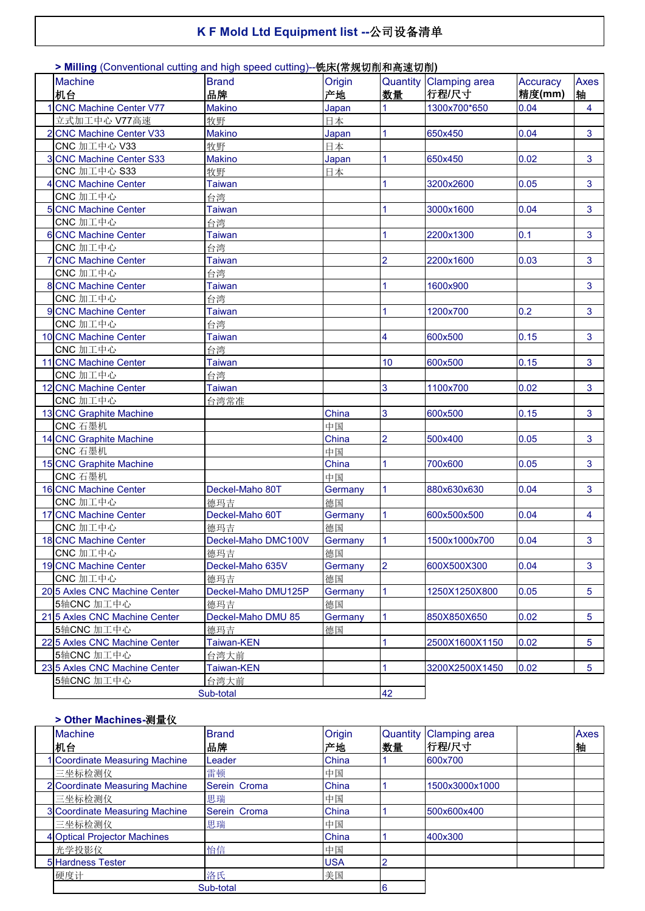# K F Mold Ltd Equipment list --公司设备清单

### > Milling (Conventional cutting and high speed cutting)--铣床(常规切削和高速切削)

| | Machine<br>机台 | Brand<br>品牌 | Origin<br>产地 | Quantity<br>数量 | Clamping area<br>行程/尺寸 | Accuracy<br>精度(mm) | Axes<br>轴 |
|---|---|---|---|---|---|---|---|
| 1 | CNC Machine Center V77<br>立式加工中心 V77高速 | Makino<br>牧野 | Japan<br>日本 | 1 | 1300x700*650 | 0.04 | 4 |
| 2 | CNC Machine Center V33<br>CNC 加工中心 V33 | Makino<br>牧野 | Japan<br>日本 | 1 | 650x450 | 0.04 | 3 |
| 3 | CNC Machine Center S33<br>CNC 加工中心 S33 | Makino<br>牧野 | Japan<br>日本 | 1 | 650x450 | 0.02 | 3 |
| 4 | CNC Machine Center<br>CNC 加工中心 | Taiwan<br>台湾 | | 1 | 3200x2600 | 0.05 | 3 |
| 5 | CNC Machine Center<br>CNC 加工中心 | Taiwan<br>台湾 | | 1 | 3000x1600 | 0.04 | 3 |
| 6 | CNC Machine Center<br>CNC 加工中心 | Taiwan<br>台湾 | | 1 | 2200x1300 | 0.1 | 3 |
| 7 | CNC Machine Center<br>CNC 加工中心 | Taiwan<br>台湾 | | 2 | 2200x1600 | 0.03 | 3 |
| 8 | CNC Machine Center<br>CNC 加工中心 | Taiwan<br>台湾 | | 1 | 1600x900 | | 3 |
| 9 | CNC Machine Center<br>CNC 加工中心 | Taiwan<br>台湾 | | 1 | 1200x700 | 0.2 | 3 |
| 10 | CNC Machine Center<br>CNC 加工中心 | Taiwan<br>台湾 | | 4 | 600x500 | 0.15 | 3 |
| 11 | CNC Machine Center<br>CNC 加工中心 | Taiwan<br>台湾 | | 10 | 600x500 | 0.15 | 3 |
| 12 | CNC Machine Center<br>CNC 加工中心 | Taiwan<br>台湾常准 | | 3 | 1100x700 | 0.02 | 3 |
| 13 | CNC Graphite Machine<br>CNC 石墨机 | | China<br>中国 | 3 | 600x500 | 0.15 | 3 |
| 14 | CNC Graphite Machine<br>CNC 石墨机 | | China<br>中国 | 2 | 500x400 | 0.05 | 3 |
| 15 | CNC Graphite Machine<br>CNC 石墨机 | | China<br>中国 | 1 | 700x600 | 0.05 | 3 |
| 16 | CNC Machine Center<br>CNC 加工中心 | Deckel-Maho 80T<br>德玛吉 | Germany<br>德国 | 1 | 880x630x630 | 0.04 | 3 |
| 17 | CNC Machine Center<br>CNC 加工中心 | Deckel-Maho 60T<br>德玛吉 | Germany<br>德国 | 1 | 600x500x500 | 0.04 | 4 |
| 18 | CNC Machine Center<br>CNC 加工中心 | Deckel-Maho DMC100V<br>德玛吉 | Germany<br>德国 | 1 | 1500x1000x700 | 0.04 | 3 |
| 19 | CNC Machine Center<br>CNC 加工中心 | Deckel-Maho 635V<br>德玛吉 | Germany<br>德国 | 2 | 600X500X300 | 0.04 | 3 |
| 20 | 5 Axles CNC Machine Center<br>5轴CNC 加工中心 | Deckel-Maho DMU125P<br>德玛吉 | Germany<br>德国 | 1 | 1250X1250X800 | 0.05 | 5 |
| 21 | 5 Axles CNC Machine Center<br>5轴CNC 加工中心 | Deckel-Maho DMU 85<br>德玛吉 | Germany<br>德国 | 1 | 850X850X650 | 0.02 | 5 |
| 22 | 5 Axles CNC Machine Center<br>5轴CNC 加工中心 | Taiwan-KEN<br>台湾大前 | | 1 | 2500X1600X1150 | 0.02 | 5 |
| 23 | 5 Axles CNC Machine Center<br>5轴CNC 加工中心 | Taiwan-KEN<br>台湾大前 | | 1 | 3200X2500X1450 | 0.02 | 5 |
| | Sub-total | | | 42 | | | |

### > Other Machines-测量仪

| | Machine<br>机台 | Brand<br>品牌 | Origin<br>产地 | Quantity<br>数量 | Clamping area<br>行程/尺寸 | | Axes<br>轴 |
|---|---|---|---|---|---|---|---|
| 1 | Coordinate Measuring Machine<br>三坐标检测仪 | Leader<br>雷顿 | China<br>中国 | 1 | 600x700 | | |
| 2 | Coordinate Measuring Machine<br>三坐标检测仪 | Serein Croma<br>思瑞 | China<br>中国 | 1 | 1500x3000x1000 | | |
| 3 | Coordinate Measuring Machine<br>三坐标检测仪 | Serein Croma<br>思瑞 | China<br>中国 | 1 | 500x600x400 | | |
| 4 | Optical Projector Machines<br>光学投影仪 | 怡信 | China<br>中国 | 1 | 400x300 | | |
| 5 | Hardness Tester<br>硬度计 | 洛氏 | USA<br>美国 | 2 | | | |
| | Sub-total | | | 6 | | | |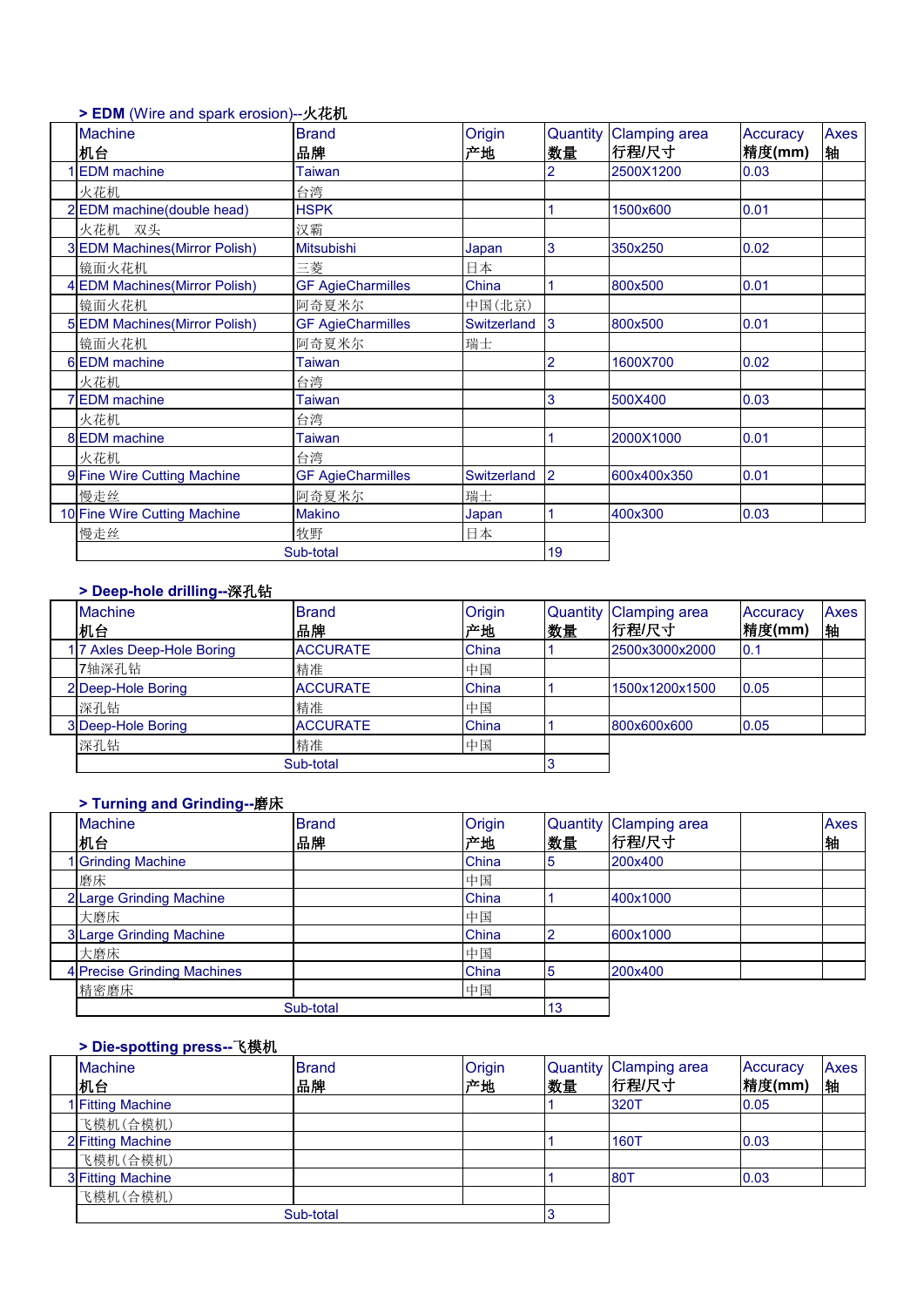### > EDM (Wire and spark erosion)--火花机

| | Machine<br>机台 | Brand<br>品牌 | Origin<br>产地 | Quantity<br>数量 | Clamping area<br>行程/尺寸 | Accuracy<br>精度(mm) | Axes<br>轴 |
|---|---|---|---|---|---|---|---|
| 1 | EDM machine | Taiwan | | 2 | 2500X1200 | 0.03 | |
| | 火花机 | 台湾 | | | | | |
| 2 | EDM machine(double head) | HSPK | | 1 | 1500x600 | 0.01 | |
| | 火花机　双头 | 汉霸 | | | | | |
| 3 | EDM Machines(Mirror Polish) | Mitsubishi | Japan | 3 | 350x250 | 0.02 | |
| | 镜面火花机 | 三菱 | 日本 | | | | |
| 4 | EDM Machines(Mirror Polish) | GF AgieCharmilles | China | 1 | 800x500 | 0.01 | |
| | 镜面火花机 | 阿奇夏米尔 | 中国(北京) | | | | |
| 5 | EDM Machines(Mirror Polish) | GF AgieCharmilles | Switzerland | 3 | 800x500 | 0.01 | |
| | 镜面火花机 | 阿奇夏米尔 | 瑞士 | | | | |
| 6 | EDM machine | Taiwan | | 2 | 1600X700 | 0.02 | |
| | 火花机 | 台湾 | | | | | |
| 7 | EDM machine | Taiwan | | 3 | 500X400 | 0.03 | |
| | 火花机 | 台湾 | | | | | |
| 8 | EDM machine | Taiwan | | 1 | 2000X1000 | 0.01 | |
| | 火花机 | 台湾 | | | | | |
| 9 | Fine Wire Cutting Machine | GF AgieCharmilles | Switzerland | 2 | 600x400x350 | 0.01 | |
| | 慢走丝 | 阿奇夏米尔 | 瑞士 | | | | |
| 10 | Fine Wire Cutting Machine | Makino | Japan | 1 | 400x300 | 0.03 | |
| | 慢走丝 | 牧野 | 日本 | | | | |
| | Sub-total | | | 19 | | | |

### > Deep-hole drilling--深孔钻

| | Machine<br>机台 | Brand<br>品牌 | Origin<br>产地 | Quantity<br>数量 | Clamping area<br>行程/尺寸 | Accuracy<br>精度(mm) | Axes<br>轴 |
|---|---|---|---|---|---|---|---|
| 1 | 7 Axles Deep-Hole Boring | ACCURATE | China | 1 | 2500x3000x2000 | 0.1 | |
| | 7轴深孔钻 | 精准 | 中国 | | | | |
| 2 | Deep-Hole Boring | ACCURATE | China | 1 | 1500x1200x1500 | 0.05 | |
| | 深孔钻 | 精准 | 中国 | | | | |
| 3 | Deep-Hole Boring | ACCURATE | China | 1 | 800x600x600 | 0.05 | |
| | 深孔钻 | 精准 | 中国 | | | | |
| | Sub-total | | | 3 | | | |

### > Turning and Grinding--磨床

| | Machine<br>机台 | Brand<br>品牌 | Origin<br>产地 | Quantity<br>数量 | Clamping area<br>行程/尺寸 | | Axes<br>轴 |
|---|---|---|---|---|---|---|---|
| 1 | Grinding Machine | | China | 5 | 200x400 | | |
| | 磨床 | | 中国 | | | | |
| 2 | Large Grinding Machine | | China | 1 | 400x1000 | | |
| | 大磨床 | | 中国 | | | | |
| 3 | Large Grinding Machine | | China | 2 | 600x1000 | | |
| | 大磨床 | | 中国 | | | | |
| 4 | Precise Grinding Machines | | China | 5 | 200x400 | | |
| | 精密磨床 | | 中国 | | | | |
| | Sub-total | | | 13 | | | |

### > Die-spotting press--飞模机

| | Machine<br>机台 | Brand<br>品牌 | Origin<br>产地 | Quantity<br>数量 | Clamping area<br>行程/尺寸 | Accuracy<br>精度(mm) | Axes<br>轴 |
|---|---|---|---|---|---|---|---|
| 1 | Fitting Machine | | | 1 | 320T | 0.05 | |
| | 飞模机(合模机) | | | | | | |
| 2 | Fitting Machine | | | 1 | 160T | 0.03 | |
| | 飞模机(合模机) | | | | | | |
| 3 | Fitting Machine | | | 1 | 80T | 0.03 | |
| | 飞模机(合模机) | | | | | | |
| | Sub-total | | | 3 | | | |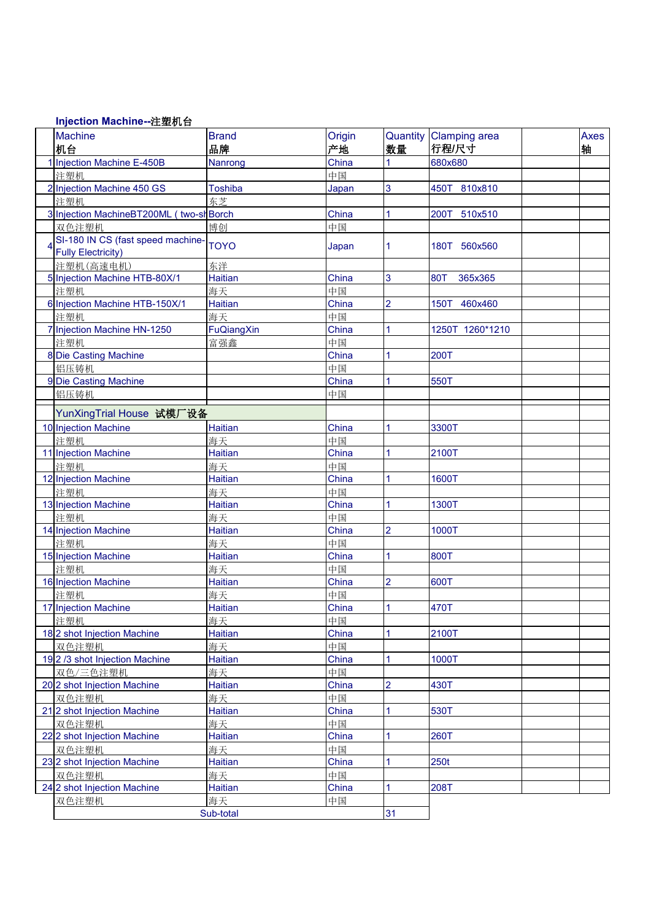**Injection Machine--注塑机台**

| | Machine<br>机台 | Brand<br>品牌 | Origin<br>产地 | Quantity<br>数量 | Clamping area<br>行程/尺寸 | | Axes<br>轴 |
|---|---|---|---|---|---|---|---|
| 1 | Injection Machine E-450B | Nanrong | China | 1 | 680x680 | | |
| | 注塑机 | | 中国 | | | | |
| 2 | Injection Machine 450 GS | Toshiba | Japan | 3 | 450T 810x810 | | |
| | 注塑机 | 东芝 | | | | | |
| 3 | Injection MachineBT200ML ( two-sh | Borch | China | 1 | 200T 510x510 | | |
| | 双色注塑机 | 博创 | 中国 | | | | |
| 4 | SI-180 IN CS (fast speed machine-Fully Electricity) | TOYO | Japan | 1 | 180T 560x560 | | |
| | 注塑机(高速电机) | 东洋 | | | | | |
| 5 | Injection Machine HTB-80X/1 | Haitian | China | 3 | 80T 365x365 | | |
| | 注塑机 | 海天 | 中国 | | | | |
| 6 | Injection Machine HTB-150X/1 | Haitian | China | 2 | 150T 460x460 | | |
| | 注塑机 | 海天 | 中国 | | | | |
| 7 | Injection Machine HN-1250 | FuQiangXin | China | 1 | 1250T 1260*1210 | | |
| | 注塑机 | 富强鑫 | 中国 | | | | |
| 8 | Die Casting Machine | | China | 1 | 200T | | |
| | 铝压铸机 | | 中国 | | | | |
| 9 | Die Casting Machine | | China | 1 | 550T | | |
| | 铝压铸机 | | 中国 | | | | |
| | YunXingTrial House 试模厂设备 | | | | | | |
| 10 | Injection Machine | Haitian | China | 1 | 3300T | | |
| | 注塑机 | 海天 | 中国 | | | | |
| 11 | Injection Machine | Haitian | China | 1 | 2100T | | |
| | 注塑机 | 海天 | 中国 | | | | |
| 12 | Injection Machine | Haitian | China | 1 | 1600T | | |
| | 注塑机 | 海天 | 中国 | | | | |
| 13 | Injection Machine | Haitian | China | 1 | 1300T | | |
| | 注塑机 | 海天 | 中国 | | | | |
| 14 | Injection Machine | Haitian | China | 2 | 1000T | | |
| | 注塑机 | 海天 | 中国 | | | | |
| 15 | Injection Machine | Haitian | China | 1 | 800T | | |
| | 注塑机 | 海天 | 中国 | | | | |
| 16 | Injection Machine | Haitian | China | 2 | 600T | | |
| | 注塑机 | 海天 | 中国 | | | | |
| 17 | Injection Machine | Haitian | China | 1 | 470T | | |
| | 注塑机 | 海天 | 中国 | | | | |
| 18 | 2 shot Injection Machine | Haitian | China | 1 | 2100T | | |
| | 双色注塑机 | 海天 | 中国 | | | | |
| 19 | 2 /3 shot Injection Machine | Haitian | China | 1 | 1000T | | |
| | 双色/三色注塑机 | 海天 | 中国 | | | | |
| 20 | 2 shot Injection Machine | Haitian | China | 2 | 430T | | |
| | 双色注塑机 | 海天 | 中国 | | | | |
| 21 | 2 shot Injection Machine | Haitian | China | 1 | 530T | | |
| | 双色注塑机 | 海天 | 中国 | | | | |
| 22 | 2 shot Injection Machine | Haitian | China | 1 | 260T | | |
| | 双色注塑机 | 海天 | 中国 | | | | |
| 23 | 2 shot Injection Machine | Haitian | China | 1 | 250t | | |
| | 双色注塑机 | 海天 | 中国 | | | | |
| 24 | 2 shot Injection Machine | Haitian | China | 1 | 208T | | |
| | 双色注塑机 | 海天 | 中国 | | | | |
| | Sub-total | | | 31 | | | |